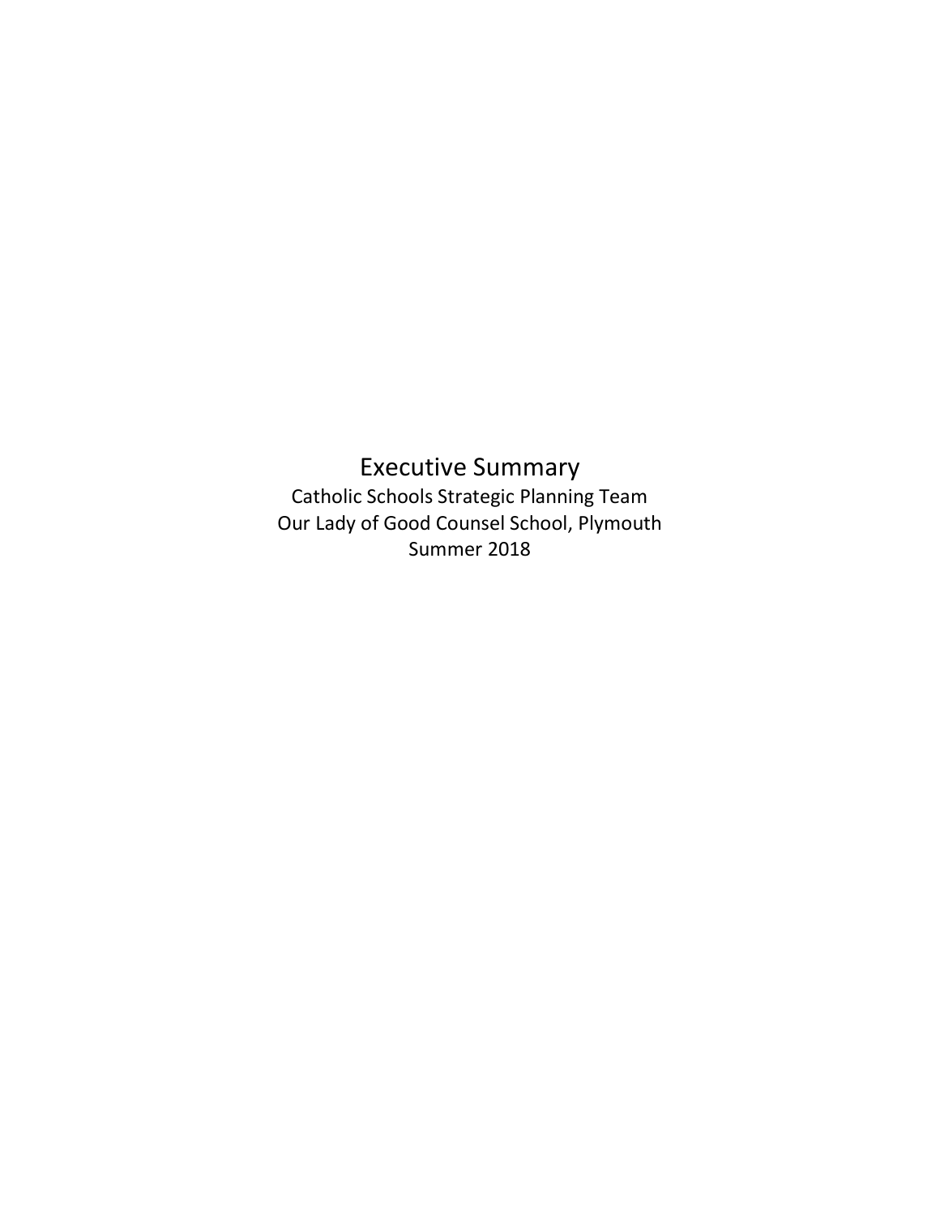# Executive Summary

Catholic Schools Strategic Planning Team

Our Lady of Good Counsel School, Plymouth

Summer 2018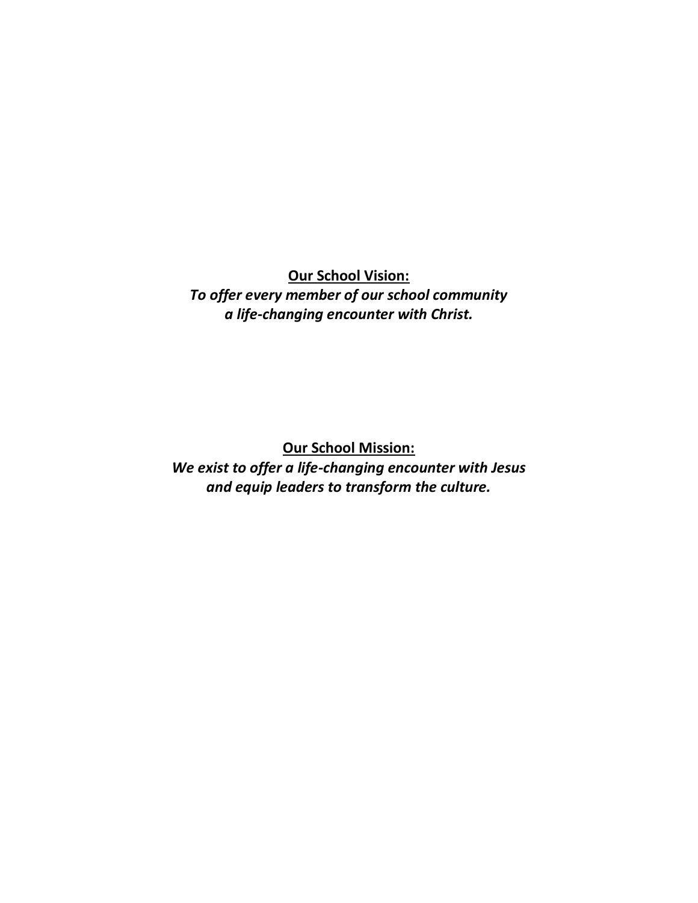**<u>Our School Vision:</u>**

***To offer every member of our school community a life-changing encounter with Christ.***

**<u>Our School Mission:</u>**

***We exist to offer a life-changing encounter with Jesus and equip leaders to transform the culture.***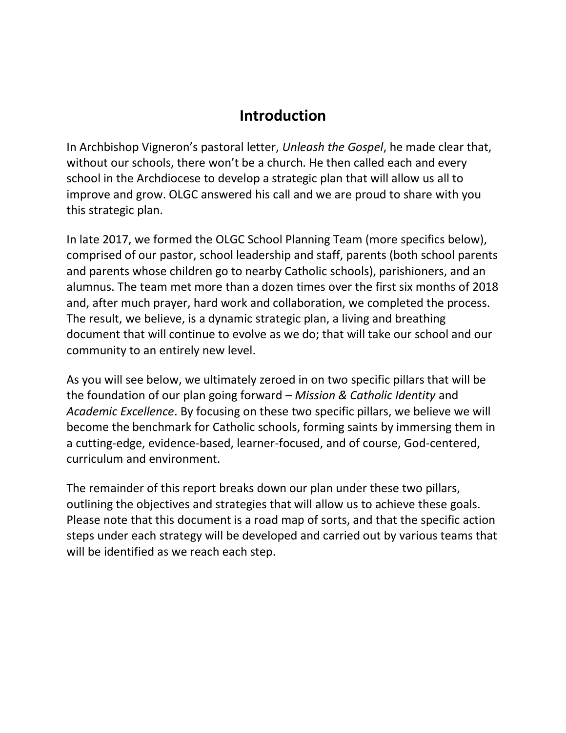## Introduction

In Archbishop Vigneron's pastoral letter, *Unleash the Gospel*, he made clear that, without our schools, there won't be a church. He then called each and every school in the Archdiocese to develop a strategic plan that will allow us all to improve and grow. OLGC answered his call and we are proud to share with you this strategic plan.

In late 2017, we formed the OLGC School Planning Team (more specifics below), comprised of our pastor, school leadership and staff, parents (both school parents and parents whose children go to nearby Catholic schools), parishioners, and an alumnus. The team met more than a dozen times over the first six months of 2018 and, after much prayer, hard work and collaboration, we completed the process. The result, we believe, is a dynamic strategic plan, a living and breathing document that will continue to evolve as we do; that will take our school and our community to an entirely new level.

As you will see below, we ultimately zeroed in on two specific pillars that will be the foundation of our plan going forward – *Mission & Catholic Identity* and *Academic Excellence*. By focusing on these two specific pillars, we believe we will become the benchmark for Catholic schools, forming saints by immersing them in a cutting-edge, evidence-based, learner-focused, and of course, God-centered, curriculum and environment.

The remainder of this report breaks down our plan under these two pillars, outlining the objectives and strategies that will allow us to achieve these goals. Please note that this document is a road map of sorts, and that the specific action steps under each strategy will be developed and carried out by various teams that will be identified as we reach each step.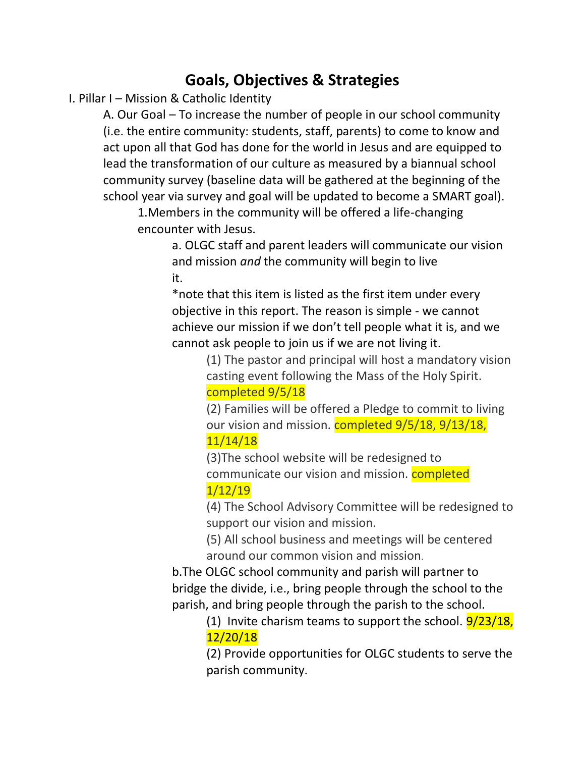# Goals, Objectives & Strategies

I. Pillar I – Mission & Catholic Identity

A. Our Goal – To increase the number of people in our school community (i.e. the entire community: students, staff, parents) to come to know and act upon all that God has done for the world in Jesus and are equipped to lead the transformation of our culture as measured by a biannual school community survey (baseline data will be gathered at the beginning of the school year via survey and goal will be updated to become a SMART goal).

1.Members in the community will be offered a life-changing encounter with Jesus.

a. OLGC staff and parent leaders will communicate our vision and mission *and* the community will begin to live it.

*note that this item is listed as the first item under every objective in this report. The reason is simple - we cannot achieve our mission if we don't tell people what it is, and we cannot ask people to join us if we are not living it.

(1) The pastor and principal will host a mandatory vision casting event following the Mass of the Holy Spirit. completed 9/5/18

(2) Families will be offered a Pledge to commit to living our vision and mission. completed 9/5/18, 9/13/18, 11/14/18

(3)The school website will be redesigned to communicate our vision and mission. completed 1/12/19

(4) The School Advisory Committee will be redesigned to support our vision and mission.

(5) All school business and meetings will be centered around our common vision and mission.

b.The OLGC school community and parish will partner to bridge the divide, i.e., bring people through the school to the parish, and bring people through the parish to the school.

(1) Invite charism teams to support the school. 9/23/18, 12/20/18

(2) Provide opportunities for OLGC students to serve the parish community.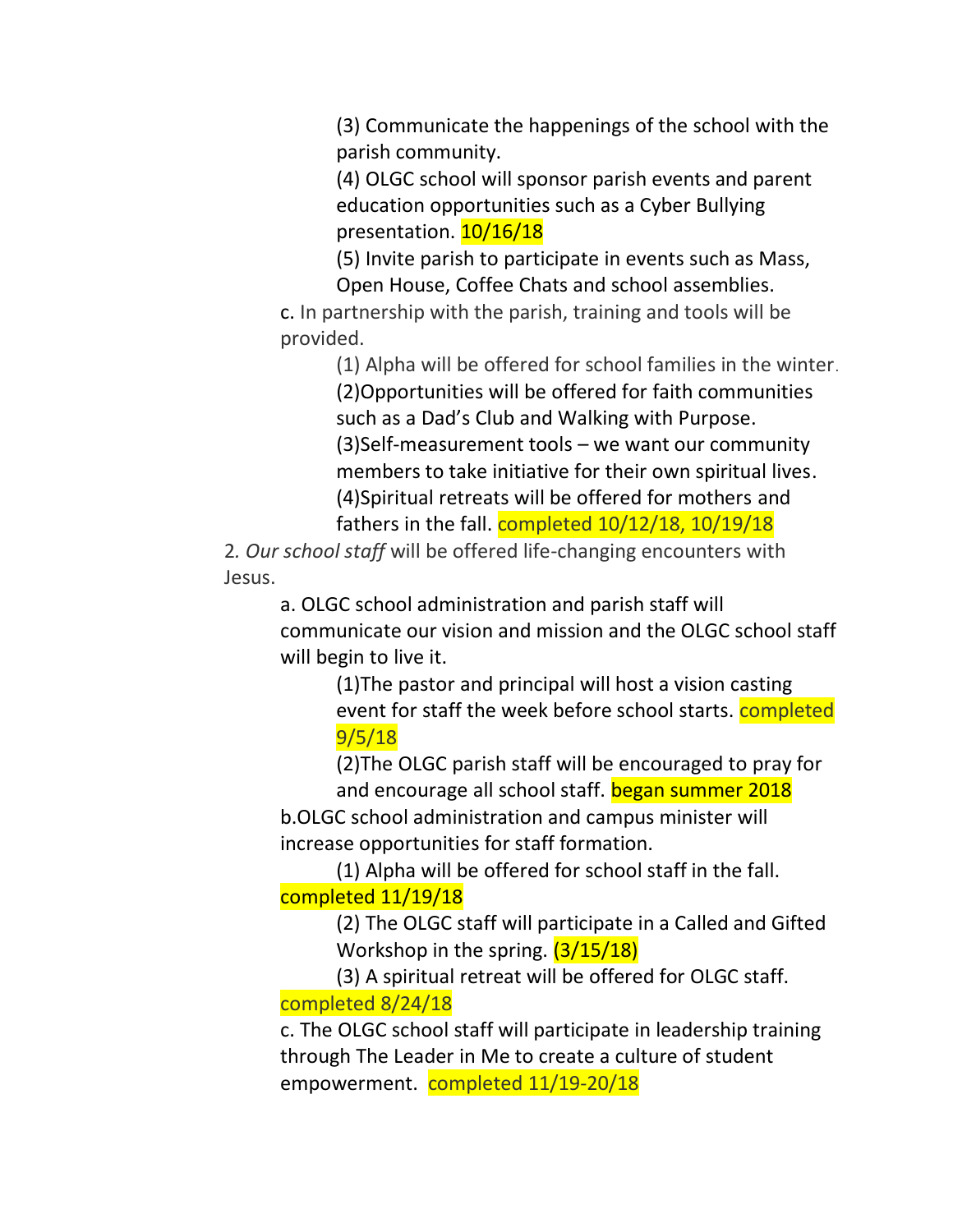(3) Communicate the happenings of the school with the parish community.

(4) OLGC school will sponsor parish events and parent education opportunities such as a Cyber Bullying presentation. 10/16/18

(5) Invite parish to participate in events such as Mass, Open House, Coffee Chats and school assemblies.

c. In partnership with the parish, training and tools will be provided.

(1) Alpha will be offered for school families in the winter.

(2)Opportunities will be offered for faith communities such as a Dad's Club and Walking with Purpose.

(3)Self-measurement tools – we want our community members to take initiative for their own spiritual lives.

(4)Spiritual retreats will be offered for mothers and fathers in the fall. completed 10/12/18, 10/19/18

2. *Our school staff* will be offered life-changing encounters with Jesus.

a. OLGC school administration and parish staff will communicate our vision and mission and the OLGC school staff will begin to live it.

(1)The pastor and principal will host a vision casting event for staff the week before school starts. completed 9/5/18

(2)The OLGC parish staff will be encouraged to pray for and encourage all school staff. began summer 2018

b.OLGC school administration and campus minister will increase opportunities for staff formation.

(1) Alpha will be offered for school staff in the fall. completed 11/19/18

(2) The OLGC staff will participate in a Called and Gifted Workshop in the spring. (3/15/18)

(3) A spiritual retreat will be offered for OLGC staff. completed 8/24/18

c. The OLGC school staff will participate in leadership training through The Leader in Me to create a culture of student empowerment. completed 11/19-20/18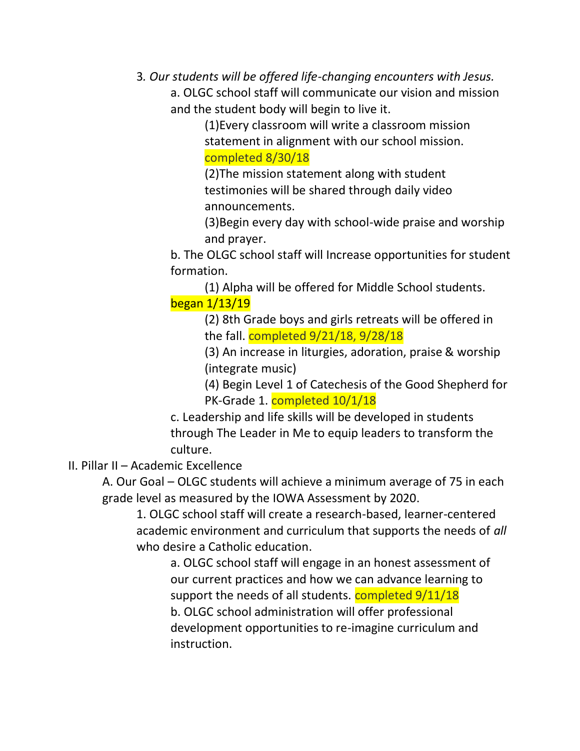3. *Our students will be offered life-changing encounters with Jesus.*

a. OLGC school staff will communicate our vision and mission and the student body will begin to live it.

(1)Every classroom will write a classroom mission statement in alignment with our school mission. completed 8/30/18

(2)The mission statement along with student testimonies will be shared through daily video announcements.

(3)Begin every day with school-wide praise and worship and prayer.

b. The OLGC school staff will Increase opportunities for student formation.

(1) Alpha will be offered for Middle School students. began 1/13/19

(2) 8th Grade boys and girls retreats will be offered in the fall. completed 9/21/18, 9/28/18

(3) An increase in liturgies, adoration, praise & worship (integrate music)

(4) Begin Level 1 of Catechesis of the Good Shepherd for PK-Grade 1. completed 10/1/18

c. Leadership and life skills will be developed in students through The Leader in Me to equip leaders to transform the culture.

II. Pillar II – Academic Excellence

A. Our Goal – OLGC students will achieve a minimum average of 75 in each grade level as measured by the IOWA Assessment by 2020.

1. OLGC school staff will create a research-based, learner-centered academic environment and curriculum that supports the needs of *all* who desire a Catholic education.

a. OLGC school staff will engage in an honest assessment of our current practices and how we can advance learning to support the needs of all students. completed 9/11/18

b. OLGC school administration will offer professional development opportunities to re-imagine curriculum and instruction.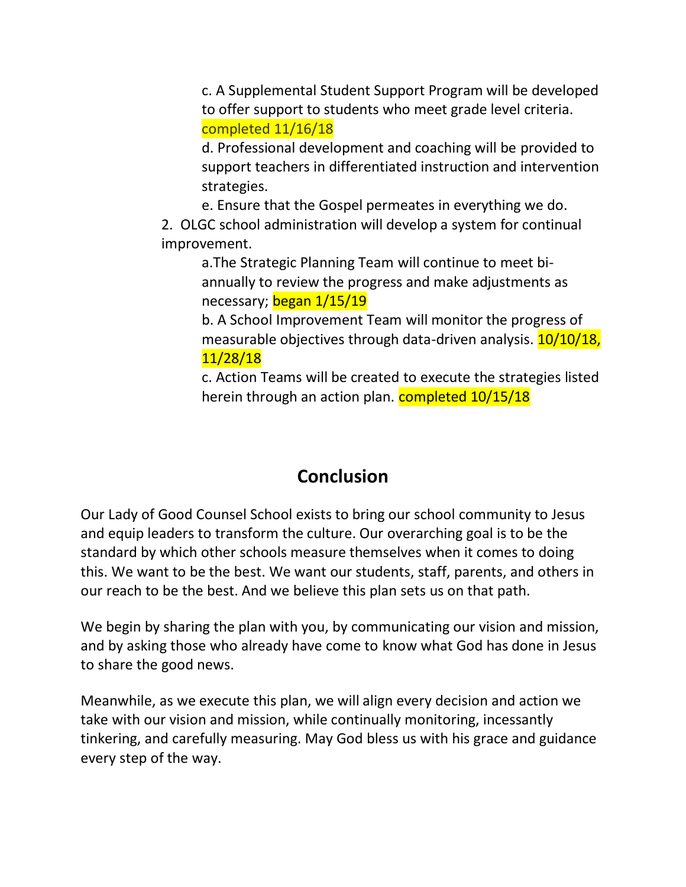c. A Supplemental Student Support Program will be developed to offer support to students who meet grade level criteria. completed 11/16/18

d. Professional development and coaching will be provided to support teachers in differentiated instruction and intervention strategies.

e. Ensure that the Gospel permeates in everything we do.

2. OLGC school administration will develop a system for continual improvement.

a.The Strategic Planning Team will continue to meet bi-annually to review the progress and make adjustments as necessary; began 1/15/19

b. A School Improvement Team will monitor the progress of measurable objectives through data-driven analysis. 10/10/18, 11/28/18

c. Action Teams will be created to execute the strategies listed herein through an action plan. completed 10/15/18

## Conclusion

Our Lady of Good Counsel School exists to bring our school community to Jesus and equip leaders to transform the culture. Our overarching goal is to be the standard by which other schools measure themselves when it comes to doing this. We want to be the best. We want our students, staff, parents, and others in our reach to be the best. And we believe this plan sets us on that path.

We begin by sharing the plan with you, by communicating our vision and mission, and by asking those who already have come to know what God has done in Jesus to share the good news.

Meanwhile, as we execute this plan, we will align every decision and action we take with our vision and mission, while continually monitoring, incessantly tinkering, and carefully measuring. May God bless us with his grace and guidance every step of the way.